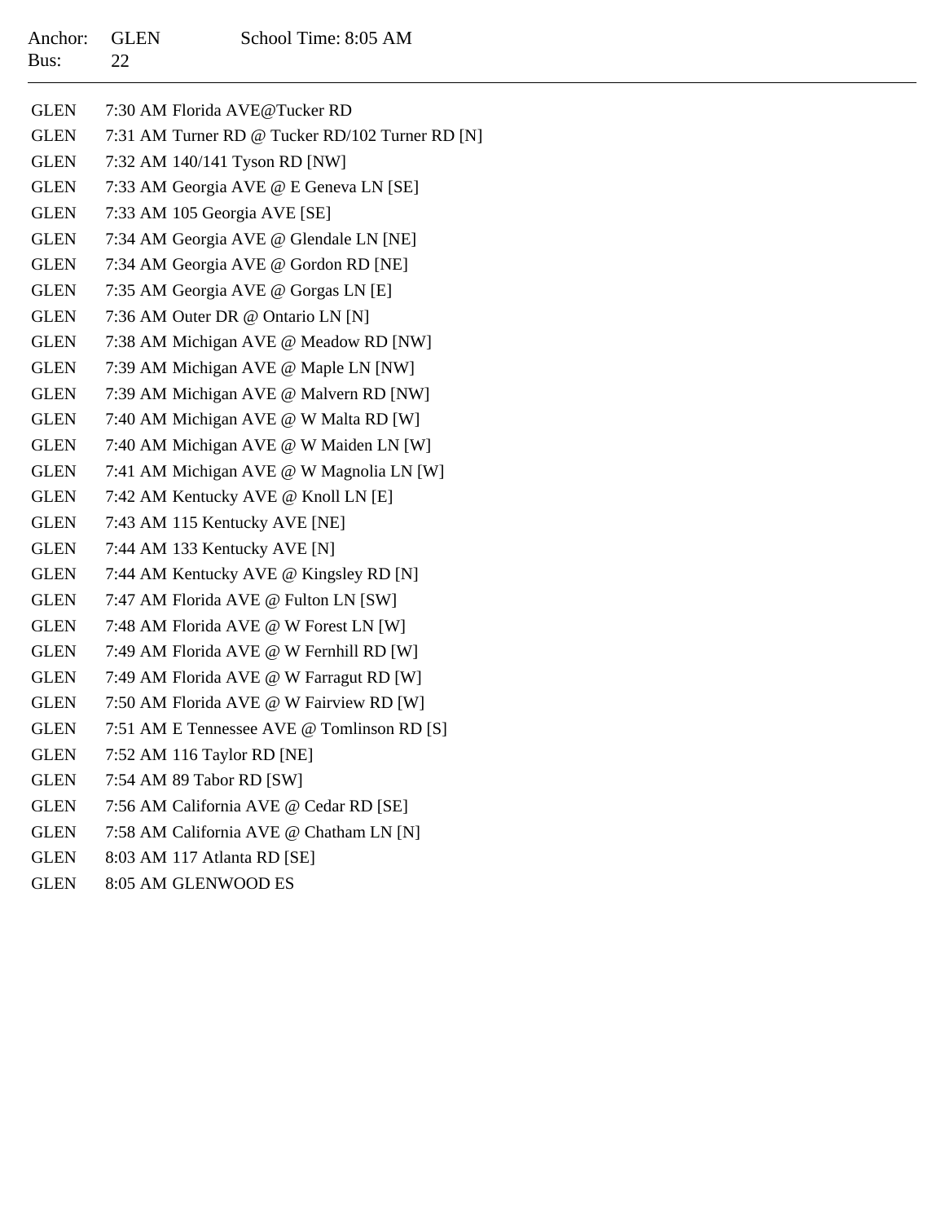Anchor: GLEN School Time: 8:05 AM
Bus: 22

---

| | |
|---|---|
| GLEN | 7:30 AM Florida AVE@Tucker RD |
| GLEN | 7:31 AM Turner RD @ Tucker RD/102 Turner RD [N] |
| GLEN | 7:32 AM 140/141 Tyson RD [NW] |
| GLEN | 7:33 AM Georgia AVE @ E Geneva LN [SE] |
| GLEN | 7:33 AM 105 Georgia AVE [SE] |
| GLEN | 7:34 AM Georgia AVE @ Glendale LN [NE] |
| GLEN | 7:34 AM Georgia AVE @ Gordon RD [NE] |
| GLEN | 7:35 AM Georgia AVE @ Gorgas LN [E] |
| GLEN | 7:36 AM Outer DR @ Ontario LN [N] |
| GLEN | 7:38 AM Michigan AVE @ Meadow RD [NW] |
| GLEN | 7:39 AM Michigan AVE @ Maple LN [NW] |
| GLEN | 7:39 AM Michigan AVE @ Malvern RD [NW] |
| GLEN | 7:40 AM Michigan AVE @ W Malta RD [W] |
| GLEN | 7:40 AM Michigan AVE @ W Maiden LN [W] |
| GLEN | 7:41 AM Michigan AVE @ W Magnolia LN [W] |
| GLEN | 7:42 AM Kentucky AVE @ Knoll LN [E] |
| GLEN | 7:43 AM 115 Kentucky AVE [NE] |
| GLEN | 7:44 AM 133 Kentucky AVE [N] |
| GLEN | 7:44 AM Kentucky AVE @ Kingsley RD [N] |
| GLEN | 7:47 AM Florida AVE @ Fulton LN [SW] |
| GLEN | 7:48 AM Florida AVE @ W Forest LN [W] |
| GLEN | 7:49 AM Florida AVE @ W Fernhill RD [W] |
| GLEN | 7:49 AM Florida AVE @ W Farragut RD [W] |
| GLEN | 7:50 AM Florida AVE @ W Fairview RD [W] |
| GLEN | 7:51 AM E Tennessee AVE @ Tomlinson RD [S] |
| GLEN | 7:52 AM 116 Taylor RD [NE] |
| GLEN | 7:54 AM 89 Tabor RD [SW] |
| GLEN | 7:56 AM California AVE @ Cedar RD [SE] |
| GLEN | 7:58 AM California AVE @ Chatham LN [N] |
| GLEN | 8:03 AM 117 Atlanta RD [SE] |
| GLEN | 8:05 AM GLENWOOD ES |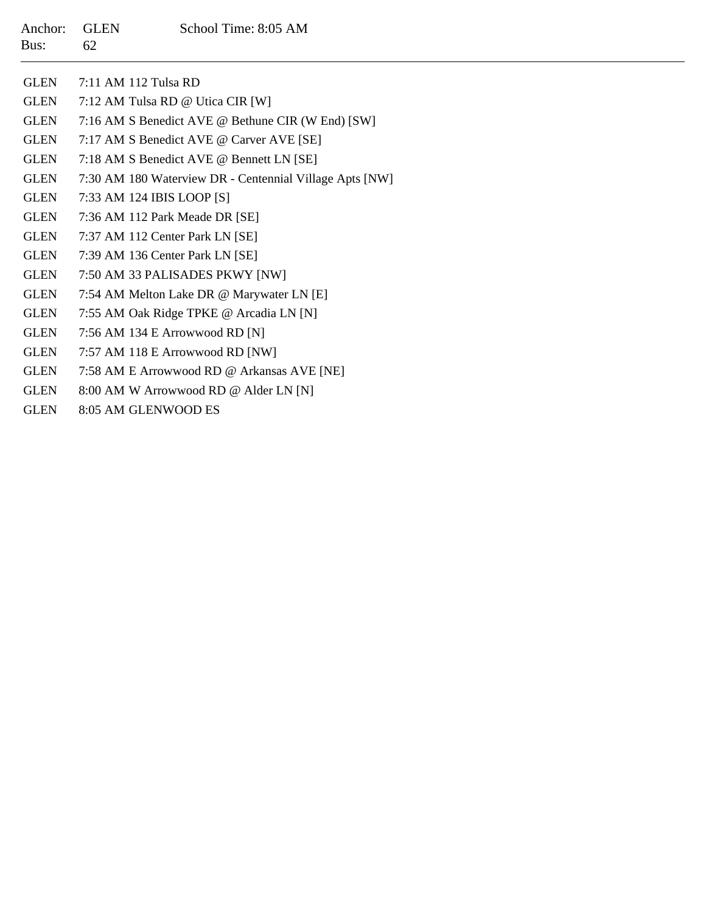Anchor: GLEN School Time: 8:05 AM
Bus: 62

---

| | |
|---|---|
| GLEN | 7:11 AM 112 Tulsa RD |
| GLEN | 7:12 AM Tulsa RD @ Utica CIR [W] |
| GLEN | 7:16 AM S Benedict AVE @ Bethune CIR (W End) [SW] |
| GLEN | 7:17 AM S Benedict AVE @ Carver AVE [SE] |
| GLEN | 7:18 AM S Benedict AVE @ Bennett LN [SE] |
| GLEN | 7:30 AM 180 Waterview DR - Centennial Village Apts [NW] |
| GLEN | 7:33 AM 124 IBIS LOOP [S] |
| GLEN | 7:36 AM 112 Park Meade DR [SE] |
| GLEN | 7:37 AM 112 Center Park LN [SE] |
| GLEN | 7:39 AM 136 Center Park LN [SE] |
| GLEN | 7:50 AM 33 PALISADES PKWY [NW] |
| GLEN | 7:54 AM Melton Lake DR @ Marywater LN [E] |
| GLEN | 7:55 AM Oak Ridge TPKE @ Arcadia LN [N] |
| GLEN | 7:56 AM 134 E Arrowwood RD [N] |
| GLEN | 7:57 AM 118 E Arrowwood RD [NW] |
| GLEN | 7:58 AM E Arrowwood RD @ Arkansas AVE [NE] |
| GLEN | 8:00 AM W Arrowwood RD @ Alder LN [N] |
| GLEN | 8:05 AM GLENWOOD ES |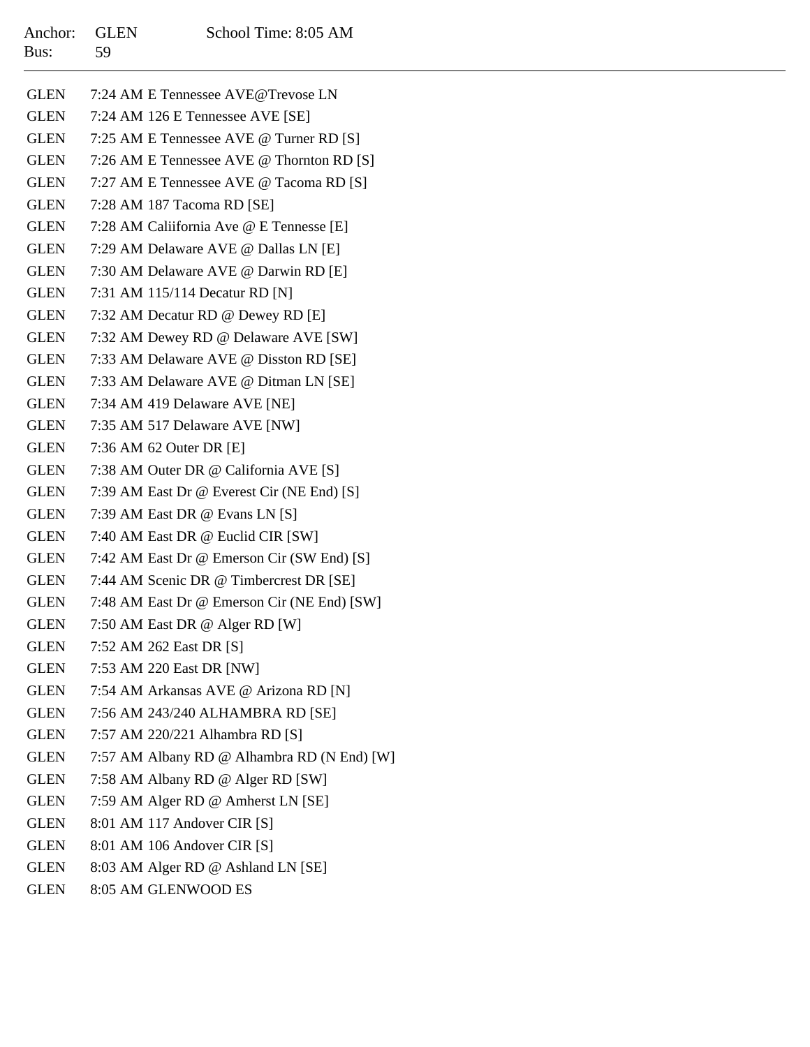Anchor: GLEN School Time: 8:05 AM
Bus: 59

---

| | |
|---|---|
| GLEN | 7:24 AM E Tennessee AVE@Trevose LN |
| GLEN | 7:24 AM 126 E Tennessee AVE [SE] |
| GLEN | 7:25 AM E Tennessee AVE @ Turner RD [S] |
| GLEN | 7:26 AM E Tennessee AVE @ Thornton RD [S] |
| GLEN | 7:27 AM E Tennessee AVE @ Tacoma RD [S] |
| GLEN | 7:28 AM 187 Tacoma RD [SE] |
| GLEN | 7:28 AM Caliifornia Ave @ E Tennesse [E] |
| GLEN | 7:29 AM Delaware AVE @ Dallas LN [E] |
| GLEN | 7:30 AM Delaware AVE @ Darwin RD [E] |
| GLEN | 7:31 AM 115/114 Decatur RD [N] |
| GLEN | 7:32 AM Decatur RD @ Dewey RD [E] |
| GLEN | 7:32 AM Dewey RD @ Delaware AVE [SW] |
| GLEN | 7:33 AM Delaware AVE @ Disston RD [SE] |
| GLEN | 7:33 AM Delaware AVE @ Ditman LN [SE] |
| GLEN | 7:34 AM 419 Delaware AVE [NE] |
| GLEN | 7:35 AM 517 Delaware AVE [NW] |
| GLEN | 7:36 AM 62 Outer DR [E] |
| GLEN | 7:38 AM Outer DR @ California AVE [S] |
| GLEN | 7:39 AM East Dr @ Everest Cir (NE End) [S] |
| GLEN | 7:39 AM East DR @ Evans LN [S] |
| GLEN | 7:40 AM East DR @ Euclid CIR [SW] |
| GLEN | 7:42 AM East Dr @ Emerson Cir (SW End) [S] |
| GLEN | 7:44 AM Scenic DR @ Timbercrest DR [SE] |
| GLEN | 7:48 AM East Dr @ Emerson Cir (NE End) [SW] |
| GLEN | 7:50 AM East DR @ Alger RD [W] |
| GLEN | 7:52 AM 262 East DR [S] |
| GLEN | 7:53 AM 220 East DR [NW] |
| GLEN | 7:54 AM Arkansas AVE @ Arizona RD [N] |
| GLEN | 7:56 AM 243/240 ALHAMBRA RD [SE] |
| GLEN | 7:57 AM 220/221 Alhambra RD [S] |
| GLEN | 7:57 AM Albany RD @ Alhambra RD (N End) [W] |
| GLEN | 7:58 AM Albany RD @ Alger RD [SW] |
| GLEN | 7:59 AM Alger RD @ Amherst LN [SE] |
| GLEN | 8:01 AM 117 Andover CIR [S] |
| GLEN | 8:01 AM 106 Andover CIR [S] |
| GLEN | 8:03 AM Alger RD @ Ashland LN [SE] |
| GLEN | 8:05 AM GLENWOOD ES |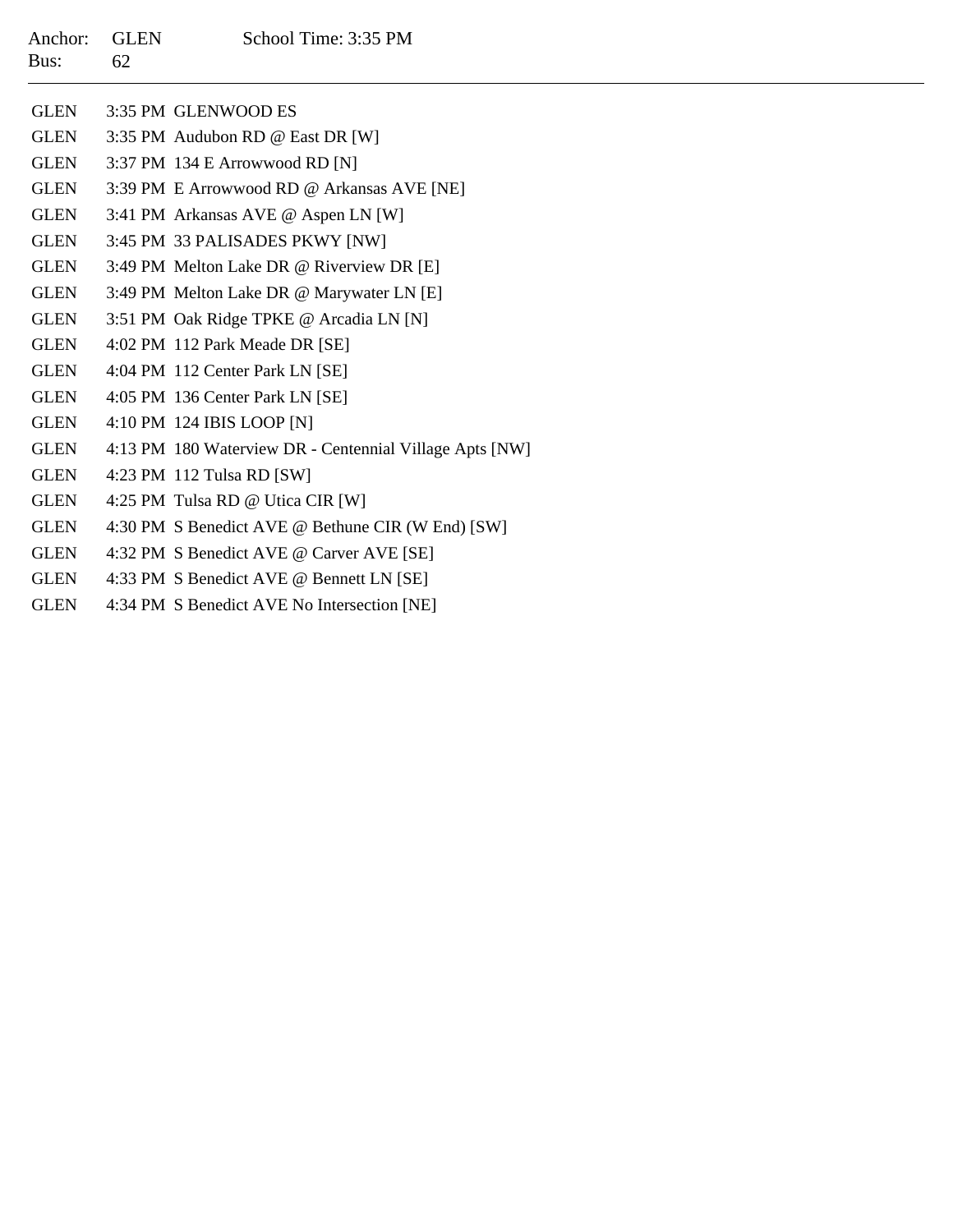Anchor: GLEN School Time: 3:35 PM
Bus: 62

---

| | | |
|---|---|---|
| GLEN | 3:35 PM | GLENWOOD ES |
| GLEN | 3:35 PM | Audubon RD @ East DR [W] |
| GLEN | 3:37 PM | 134 E Arrowwood RD [N] |
| GLEN | 3:39 PM | E Arrowwood RD @ Arkansas AVE [NE] |
| GLEN | 3:41 PM | Arkansas AVE @ Aspen LN [W] |
| GLEN | 3:45 PM | 33 PALISADES PKWY [NW] |
| GLEN | 3:49 PM | Melton Lake DR @ Riverview DR [E] |
| GLEN | 3:49 PM | Melton Lake DR @ Marywater LN [E] |
| GLEN | 3:51 PM | Oak Ridge TPKE @ Arcadia LN [N] |
| GLEN | 4:02 PM | 112 Park Meade DR [SE] |
| GLEN | 4:04 PM | 112 Center Park LN [SE] |
| GLEN | 4:05 PM | 136 Center Park LN [SE] |
| GLEN | 4:10 PM | 124 IBIS LOOP [N] |
| GLEN | 4:13 PM | 180 Waterview DR - Centennial Village Apts [NW] |
| GLEN | 4:23 PM | 112 Tulsa RD [SW] |
| GLEN | 4:25 PM | Tulsa RD @ Utica CIR [W] |
| GLEN | 4:30 PM | S Benedict AVE @ Bethune CIR (W End) [SW] |
| GLEN | 4:32 PM | S Benedict AVE @ Carver AVE [SE] |
| GLEN | 4:33 PM | S Benedict AVE @ Bennett LN [SE] |
| GLEN | 4:34 PM | S Benedict AVE No Intersection [NE] |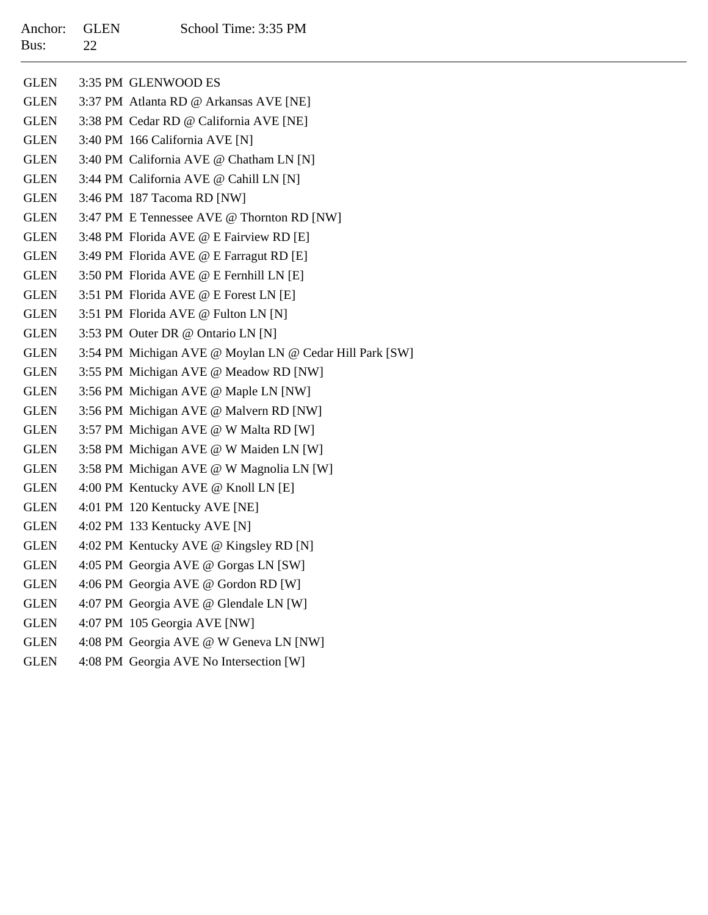Anchor: GLEN School Time: 3:35 PM
Bus: 22

---

| | | |
|---|---|---|
| GLEN | 3:35 PM | GLENWOOD ES |
| GLEN | 3:37 PM | Atlanta RD @ Arkansas AVE [NE] |
| GLEN | 3:38 PM | Cedar RD @ California AVE [NE] |
| GLEN | 3:40 PM | 166 California AVE [N] |
| GLEN | 3:40 PM | California AVE @ Chatham LN [N] |
| GLEN | 3:44 PM | California AVE @ Cahill LN [N] |
| GLEN | 3:46 PM | 187 Tacoma RD [NW] |
| GLEN | 3:47 PM | E Tennessee AVE @ Thornton RD [NW] |
| GLEN | 3:48 PM | Florida AVE @ E Fairview RD [E] |
| GLEN | 3:49 PM | Florida AVE @ E Farragut RD [E] |
| GLEN | 3:50 PM | Florida AVE @ E Fernhill LN [E] |
| GLEN | 3:51 PM | Florida AVE @ E Forest LN [E] |
| GLEN | 3:51 PM | Florida AVE @ Fulton LN [N] |
| GLEN | 3:53 PM | Outer DR @ Ontario LN [N] |
| GLEN | 3:54 PM | Michigan AVE @ Moylan LN @ Cedar Hill Park [SW] |
| GLEN | 3:55 PM | Michigan AVE @ Meadow RD [NW] |
| GLEN | 3:56 PM | Michigan AVE @ Maple LN [NW] |
| GLEN | 3:56 PM | Michigan AVE @ Malvern RD [NW] |
| GLEN | 3:57 PM | Michigan AVE @ W Malta RD [W] |
| GLEN | 3:58 PM | Michigan AVE @ W Maiden LN [W] |
| GLEN | 3:58 PM | Michigan AVE @ W Magnolia LN [W] |
| GLEN | 4:00 PM | Kentucky AVE @ Knoll LN [E] |
| GLEN | 4:01 PM | 120 Kentucky AVE [NE] |
| GLEN | 4:02 PM | 133 Kentucky AVE [N] |
| GLEN | 4:02 PM | Kentucky AVE @ Kingsley RD [N] |
| GLEN | 4:05 PM | Georgia AVE @ Gorgas LN [SW] |
| GLEN | 4:06 PM | Georgia AVE @ Gordon RD [W] |
| GLEN | 4:07 PM | Georgia AVE @ Glendale LN [W] |
| GLEN | 4:07 PM | 105 Georgia AVE [NW] |
| GLEN | 4:08 PM | Georgia AVE @ W Geneva LN [NW] |
| GLEN | 4:08 PM | Georgia AVE No Intersection [W] |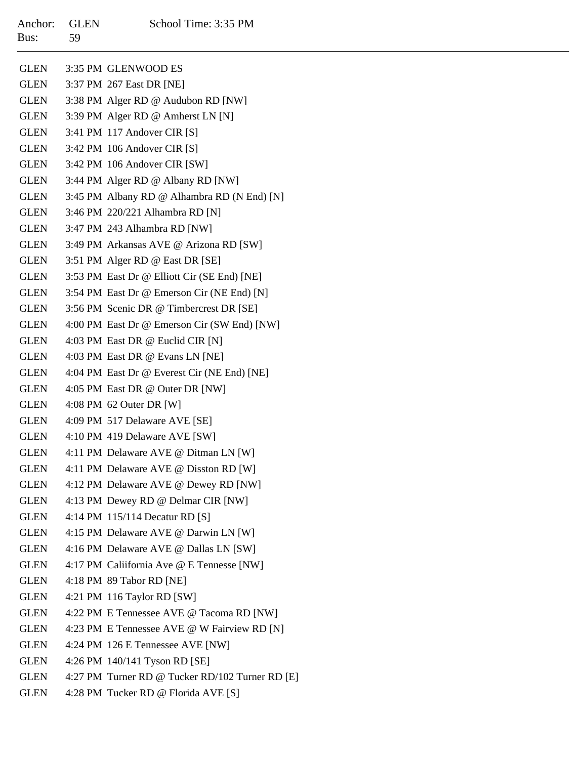Anchor: GLEN School Time: 3:35 PM
Bus: 59

---

| | | |
|---|---|---|
| GLEN | 3:35 PM | GLENWOOD ES |
| GLEN | 3:37 PM | 267 East DR [NE] |
| GLEN | 3:38 PM | Alger RD @ Audubon RD [NW] |
| GLEN | 3:39 PM | Alger RD @ Amherst LN [N] |
| GLEN | 3:41 PM | 117 Andover CIR [S] |
| GLEN | 3:42 PM | 106 Andover CIR [S] |
| GLEN | 3:42 PM | 106 Andover CIR [SW] |
| GLEN | 3:44 PM | Alger RD @ Albany RD [NW] |
| GLEN | 3:45 PM | Albany RD @ Alhambra RD (N End) [N] |
| GLEN | 3:46 PM | 220/221 Alhambra RD [N] |
| GLEN | 3:47 PM | 243 Alhambra RD [NW] |
| GLEN | 3:49 PM | Arkansas AVE @ Arizona RD [SW] |
| GLEN | 3:51 PM | Alger RD @ East DR [SE] |
| GLEN | 3:53 PM | East Dr @ Elliott Cir (SE End) [NE] |
| GLEN | 3:54 PM | East Dr @ Emerson Cir (NE End) [N] |
| GLEN | 3:56 PM | Scenic DR @ Timbercrest DR [SE] |
| GLEN | 4:00 PM | East Dr @ Emerson Cir (SW End) [NW] |
| GLEN | 4:03 PM | East DR @ Euclid CIR [N] |
| GLEN | 4:03 PM | East DR @ Evans LN [NE] |
| GLEN | 4:04 PM | East Dr @ Everest Cir (NE End) [NE] |
| GLEN | 4:05 PM | East DR @ Outer DR [NW] |
| GLEN | 4:08 PM | 62 Outer DR [W] |
| GLEN | 4:09 PM | 517 Delaware AVE [SE] |
| GLEN | 4:10 PM | 419 Delaware AVE [SW] |
| GLEN | 4:11 PM | Delaware AVE @ Ditman LN [W] |
| GLEN | 4:11 PM | Delaware AVE @ Disston RD [W] |
| GLEN | 4:12 PM | Delaware AVE @ Dewey RD [NW] |
| GLEN | 4:13 PM | Dewey RD @ Delmar CIR [NW] |
| GLEN | 4:14 PM | 115/114 Decatur RD [S] |
| GLEN | 4:15 PM | Delaware AVE @ Darwin LN [W] |
| GLEN | 4:16 PM | Delaware AVE @ Dallas LN [SW] |
| GLEN | 4:17 PM | Caliifornia Ave @ E Tennesse [NW] |
| GLEN | 4:18 PM | 89 Tabor RD [NE] |
| GLEN | 4:21 PM | 116 Taylor RD [SW] |
| GLEN | 4:22 PM | E Tennessee AVE @ Tacoma RD [NW] |
| GLEN | 4:23 PM | E Tennessee AVE @ W Fairview RD [N] |
| GLEN | 4:24 PM | 126 E Tennessee AVE [NW] |
| GLEN | 4:26 PM | 140/141 Tyson RD [SE] |
| GLEN | 4:27 PM | Turner RD @ Tucker RD/102 Turner RD [E] |
| GLEN | 4:28 PM | Tucker RD @ Florida AVE [S] |